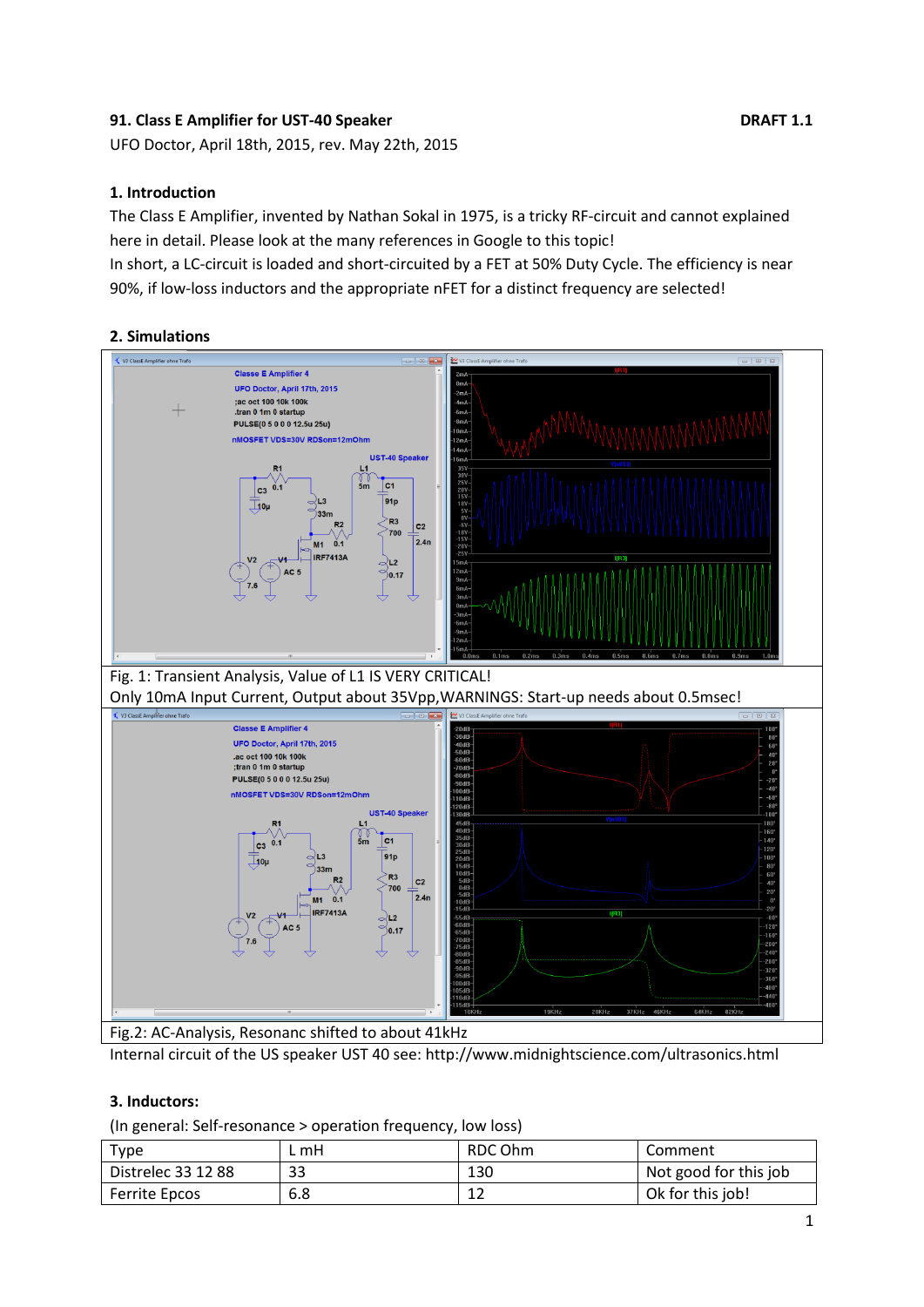**91. Class E Amplifier for UST-40 Speaker** **DRAFT 1.1**

UFO Doctor, April 18th, 2015, rev. May 22th, 2015

### 1. Introduction

The Class E Amplifier, invented by Nathan Sokal in 1975, is a tricky RF-circuit and cannot explained here in detail. Please look at the many references in Google to this topic!

In short, a LC-circuit is loaded and short-circuited by a FET at 50% Duty Cycle. The efficiency is near 90%, if low-loss inductors and the appropriate nFET for a distinct frequency are selected!

### 2. Simulations

Fig. 1: Transient Analysis, Value of L1 IS VERY CRITICAL!

Only 10mA Input Current, Output about 35Vpp,WARNINGS: Start-up needs about 0.5msec!

Fig.2: AC-Analysis, Resonanc shifted to about 41kHz

Internal circuit of the US speaker UST 40 see: http://www.midnightscience.com/ultrasonics.html

### 3. Inductors:

(In general: Self-resonance > operation frequency, low loss)

| Type | L mH | RDC Ohm | Comment |
|---|---|---|---|
| Distrelec 33 12 88 | 33 | 130 | Not good for this job |
| Ferrite Epcos | 6.8 | 12 | Ok for this job! |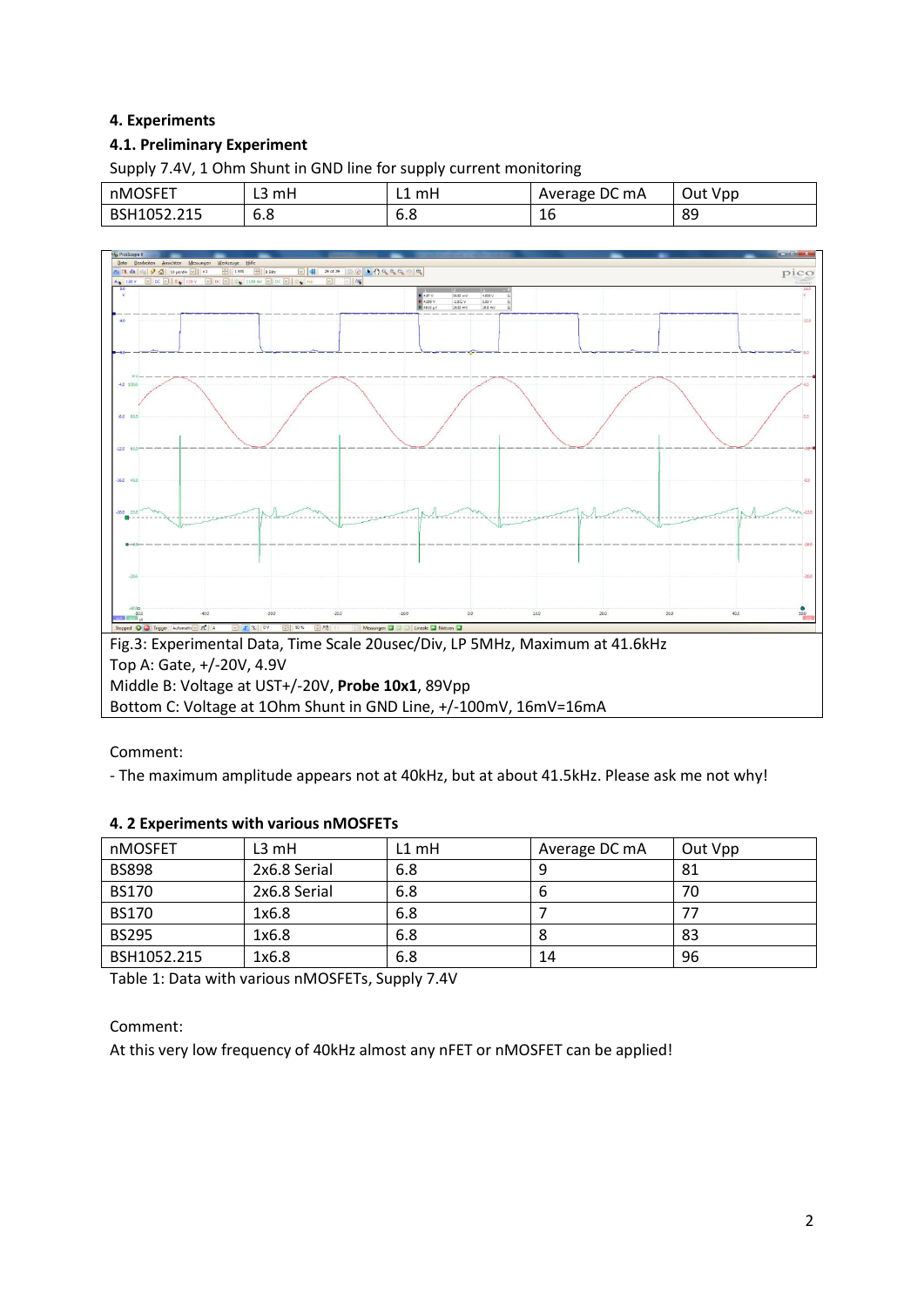### 4. Experiments

#### 4.1. Preliminary Experiment

Supply 7.4V, 1 Ohm Shunt in GND line for supply current monitoring

| nMOSFET | L3 mH | L1 mH | Average DC mA | Out Vpp |
|---|---|---|---|---|
| BSH1052.215 | 6.8 | 6.8 | 16 | 89 |

Fig.3: Experimental Data, Time Scale 20usec/Div, LP 5MHz, Maximum at 41.6kHz
Top A: Gate, +/-20V, 4.9V
Middle B: Voltage at UST+/-20V, **Probe 10x1**, 89Vpp
Bottom C: Voltage at 1Ohm Shunt in GND Line, +/-100mV, 16mV=16mA

Comment:

- The maximum amplitude appears not at 40kHz, but at about 41.5kHz. Please ask me not why!

#### 4. 2 Experiments with various nMOSFETs

| nMOSFET | L3 mH | L1 mH | Average DC mA | Out Vpp |
|---|---|---|---|---|
| BS898 | 2x6.8 Serial | 6.8 | 9 | 81 |
| BS170 | 2x6.8 Serial | 6.8 | 6 | 70 |
| BS170 | 1x6.8 | 6.8 | 7 | 77 |
| BS295 | 1x6.8 | 6.8 | 8 | 83 |
| BSH1052.215 | 1x6.8 | 6.8 | 14 | 96 |

Table 1: Data with various nMOSFETs, Supply 7.4V

Comment:

At this very low frequency of 40kHz almost any nFET or nMOSFET can be applied!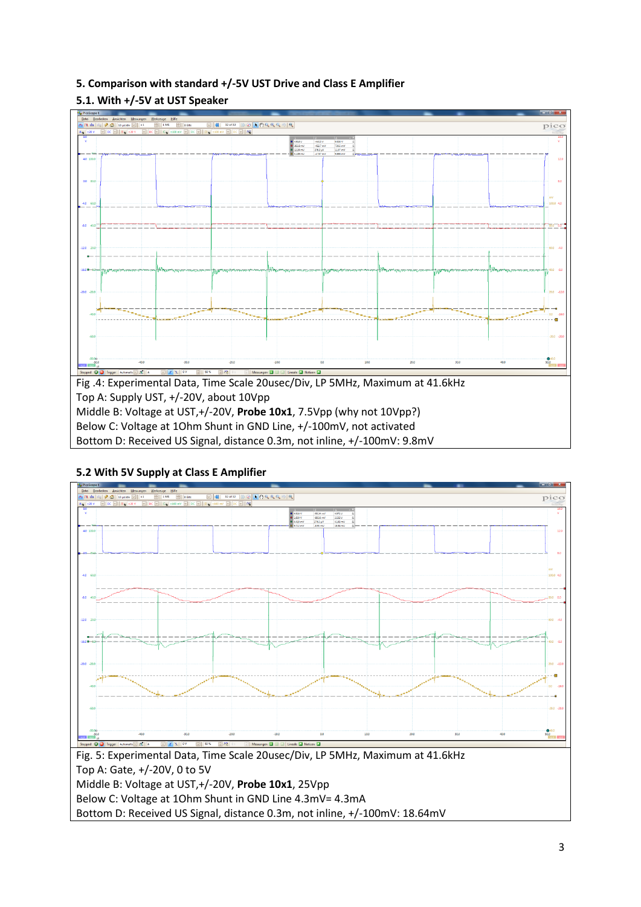## 5. Comparison with standard +/-5V UST Drive and Class E Amplifier

### 5.1. With +/-5V at UST Speaker

Fig .4: Experimental Data, Time Scale 20usec/Div, LP 5MHz, Maximum at 41.6kHz
Top A: Supply UST, +/-20V, about 10Vpp
Middle B: Voltage at UST,+/-20V, **Probe 10x1**, 7.5Vpp (why not 10Vpp?)
Below C: Voltage at 1Ohm Shunt in GND Line, +/-100mV, not activated
Bottom D: Received US Signal, distance 0.3m, not inline, +/-100mV: 9.8mV

### 5.2 With 5V Supply at Class E Amplifier

Fig. 5: Experimental Data, Time Scale 20usec/Div, LP 5MHz, Maximum at 41.6kHz
Top A: Gate, +/-20V, 0 to 5V
Middle B: Voltage at UST,+/-20V, **Probe 10x1**, 25Vpp
Below C: Voltage at 1Ohm Shunt in GND Line 4.3mV= 4.3mA
Bottom D: Received US Signal, distance 0.3m, not inline, +/-100mV: 18.64mV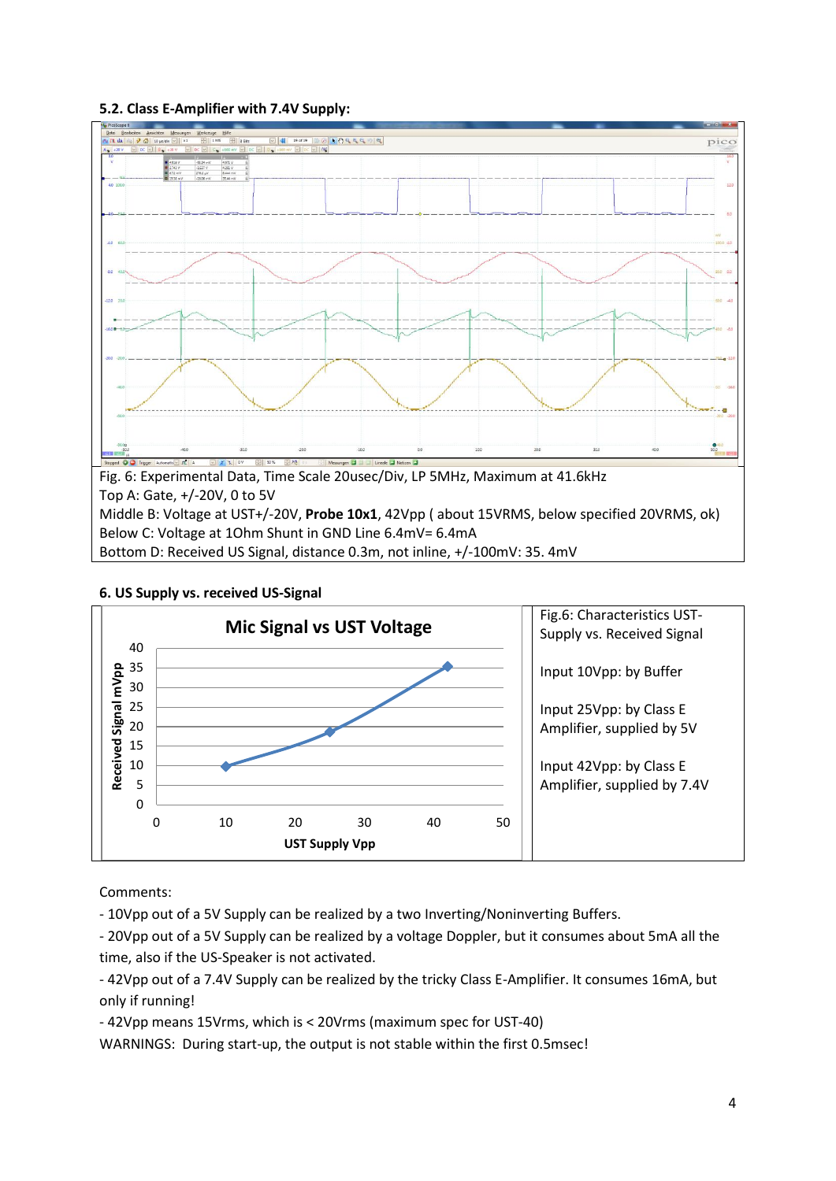## 5.2. Class E-Amplifier with 7.4V Supply:

Fig. 6: Experimental Data, Time Scale 20usec/Div, LP 5MHz, Maximum at 41.6kHz
Top A: Gate, +/-20V, 0 to 5V
Middle B: Voltage at UST+/-20V, **Probe 10x1**, 42Vpp ( about 15VRMS, below specified 20VRMS, ok)
Below C: Voltage at 1Ohm Shunt in GND Line 6.4mV= 6.4mA
Bottom D: Received US Signal, distance 0.3m, not inline, +/-100mV: 35. 4mV

## 6. US Supply vs. received US-Signal

Mic Signal vs UST Voltage

Received Signal mVpp

40
35
30
25
20
15
10
5
0

0
10
20
30
40
50

UST Supply Vpp

Fig.6: Characteristics UST-Supply vs. Received Signal

Input 10Vpp: by Buffer

Input 25Vpp: by Class E Amplifier, supplied by 5V

Input 42Vpp: by Class E Amplifier, supplied by 7.4V

Comments:

- 10Vpp out of a 5V Supply can be realized by a two Inverting/Noninverting Buffers.
- 20Vpp out of a 5V Supply can be realized by a voltage Doppler, but it consumes about 5mA all the time, also if the US-Speaker is not activated.
- 42Vpp out of a 7.4V Supply can be realized by the tricky Class E-Amplifier. It consumes 16mA, but only if running!
- 42Vpp means 15Vrms, which is < 20Vrms (maximum spec for UST-40)

WARNINGS: During start-up, the output is not stable within the first 0.5msec!